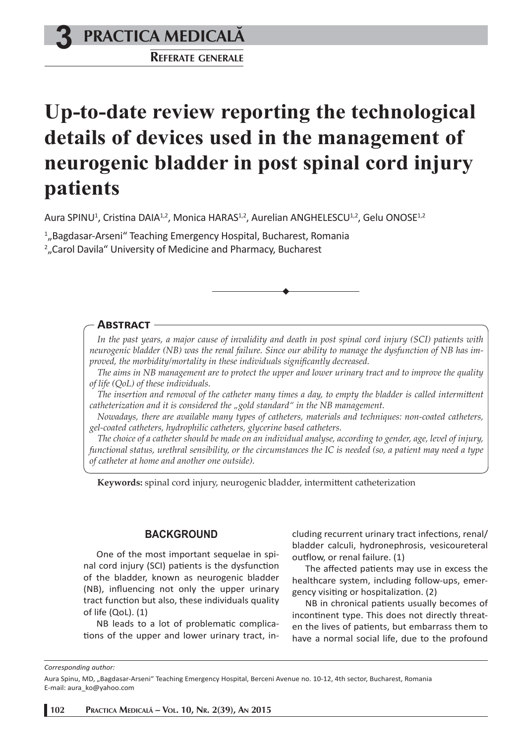# Up-to-date review reporting the technological details of devices used in the management of neurogenic bladder in post spinal cord injury patients

Aura SPINU[1], Cristina DAIA[1,2], Monica HARAS[1,2], Aurelian ANGHELESCU[1,2], Gelu ONOSE[1,2]

[1]„Bagdasar-Arseni" Teaching Emergency Hospital, Bucharest, Romania
[2]„Carol Davila" University of Medicine and Pharmacy, Bucharest

## Abstract

*In the past years, a major cause of invalidity and death in post spinal cord injury (SCI) patients with neurogenic bladder (NB) was the renal failure. Since our ability to manage the dysfunction of NB has improved, the morbidity/mortality in these individuals significantly decreased.*

*The aims in NB management are to protect the upper and lower urinary tract and to improve the quality of life (QoL) of these individuals.*

*The insertion and removal of the catheter many times a day, to empty the bladder is called intermittent catheterization and it is considered the „gold standard" in the NB management.*

*Nowadays, there are available many types of catheters, materials and techniques: non-coated catheters, gel-coated catheters, hydrophilic catheters, glycerine based catheters.*

*The choice of a catheter should be made on an individual analyse, according to gender, age, level of injury, functional status, urethral sensibility, or the circumstances the IC is needed (so, a patient may need a type of catheter at home and another one outside).*

**Keywords:** spinal cord injury, neurogenic bladder, intermittent catheterization

## BACKGROUND

One of the most important sequelae in spinal cord injury (SCI) patients is the dysfunction of the bladder, known as neurogenic bladder (NB), influencing not only the upper urinary tract function but also, these individuals quality of life (QoL). (1)

NB leads to a lot of problematic complications of the upper and lower urinary tract, including recurrent urinary tract infections, renal/bladder calculi, hydronephrosis, vesicoureteral outflow, or renal failure. (1)

The affected patients may use in excess the healthcare system, including follow-ups, emergency visiting or hospitalization. (2)

NB in chronical patients usually becomes of incontinent type. This does not directly threaten the lives of patients, but embarrass them to have a normal social life, due to the profound

*Corresponding author:*

Aura Spinu, MD, „Bagdasar-Arseni" Teaching Emergency Hospital, Berceni Avenue no. 10-12, 4th sector, Bucharest, Romania
E-mail: aura_ko@yahoo.com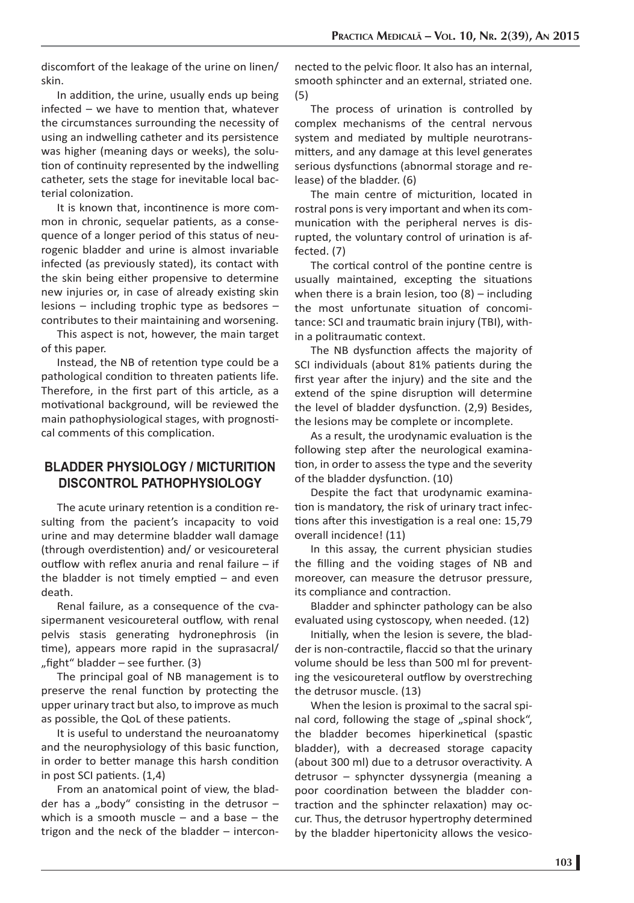discomfort of the leakage of the urine on linen/ skin.

In addition, the urine, usually ends up being infected – we have to mention that, whatever the circumstances surrounding the necessity of using an indwelling catheter and its persistence was higher (meaning days or weeks), the solution of continuity represented by the indwelling catheter, sets the stage for inevitable local bacterial colonization.

It is known that, incontinence is more common in chronic, sequelar patients, as a consequence of a longer period of this status of neurogenic bladder and urine is almost invariable infected (as previously stated), its contact with the skin being either propensive to determine new injuries or, in case of already existing skin lesions – including trophic type as bedsores – contributes to their maintaining and worsening.

This aspect is not, however, the main target of this paper.

Instead, the NB of retention type could be a pathological condition to threaten patients life. Therefore, in the first part of this article, as a motivational background, will be reviewed the main pathophysiological stages, with prognostical comments of this complication.

## BLADDER PHYSIOLOGY / MICTURITION DISCONTROL PATHOPHYSIOLOGY

The acute urinary retention is a condition resulting from the pacient's incapacity to void urine and may determine bladder wall damage (through overdistention) and/ or vesicoureteral outflow with reflex anuria and renal failure – if the bladder is not timely emptied – and even death.

Renal failure, as a consequence of the cvasipermanent vesicoureteral outflow, with renal pelvis stasis generating hydronephrosis (in time), appears more rapid in the suprasacral/ „fight" bladder – see further. (3)

The principal goal of NB management is to preserve the renal function by protecting the upper urinary tract but also, to improve as much as possible, the QoL of these patients.

It is useful to understand the neuroanatomy and the neurophysiology of this basic function, in order to better manage this harsh condition in post SCI patients. (1,4)

From an anatomical point of view, the bladder has a „body" consisting in the detrusor – which is a smooth muscle – and a base – the trigon and the neck of the bladder – interconnected to the pelvic floor. It also has an internal, smooth sphincter and an external, striated one. (5)

The process of urination is controlled by complex mechanisms of the central nervous system and mediated by multiple neurotransmitters, and any damage at this level generates serious dysfunctions (abnormal storage and release) of the bladder. (6)

The main centre of micturition, located in rostral pons is very important and when its communication with the peripheral nerves is disrupted, the voluntary control of urination is affected. (7)

The cortical control of the pontine centre is usually maintained, excepting the situations when there is a brain lesion, too (8) – including the most unfortunate situation of concomitance: SCI and traumatic brain injury (TBI), within a politraumatic context.

The NB dysfunction affects the majority of SCI individuals (about 81% patients during the first year after the injury) and the site and the extend of the spine disruption will determine the level of bladder dysfunction. (2,9) Besides, the lesions may be complete or incomplete.

As a result, the urodynamic evaluation is the following step after the neurological examination, in order to assess the type and the severity of the bladder dysfunction. (10)

Despite the fact that urodynamic examination is mandatory, the risk of urinary tract infections after this investigation is a real one: 15,79 overall incidence! (11)

In this assay, the current physician studies the filling and the voiding stages of NB and moreover, can measure the detrusor pressure, its compliance and contraction.

Bladder and sphincter pathology can be also evaluated using cystoscopy, when needed. (12)

Initially, when the lesion is severe, the bladder is non-contractile, flaccid so that the urinary volume should be less than 500 ml for preventing the vesicoureteral outflow by overstreching the detrusor muscle. (13)

When the lesion is proximal to the sacral spinal cord, following the stage of „spinal shock", the bladder becomes hiperkinetical (spastic bladder), with a decreased storage capacity (about 300 ml) due to a detrusor overactivity. A detrusor – sphyncter dyssynergia (meaning a poor coordination between the bladder contraction and the sphincter relaxation) may occur. Thus, the detrusor hypertrophy determined by the bladder hipertonicity allows the vesico-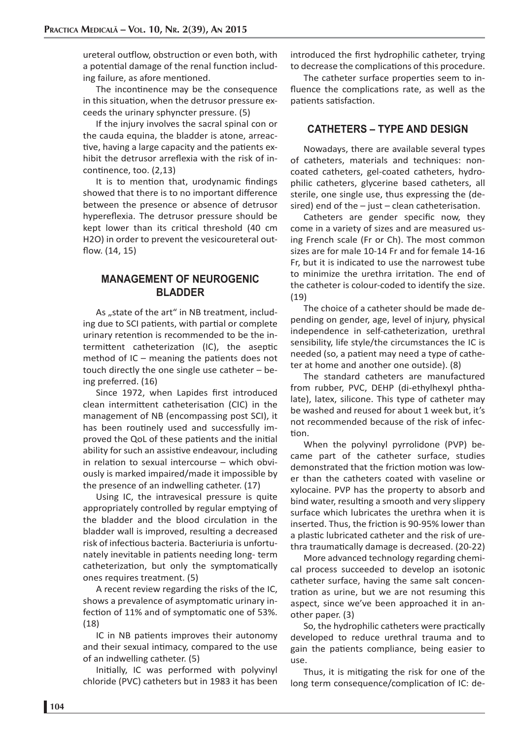ureteral outflow, obstruction or even both, with a potential damage of the renal function including failure, as afore mentioned.

The incontinence may be the consequence in this situation, when the detrusor pressure exceeds the urinary sphyncter pressure. (5)

If the injury involves the sacral spinal con or the cauda equina, the bladder is atone, arreactive, having a large capacity and the patients exhibit the detrusor arreflexia with the risk of incontinence, too. (2,13)

It is to mention that, urodynamic findings showed that there is to no important difference between the presence or absence of detrusor hypereflexia. The detrusor pressure should be kept lower than its critical threshold (40 cm H2O) in order to prevent the vesicoureteral outflow. (14, 15)

## MANAGEMENT OF NEUROGENIC BLADDER

As „state of the art" in NB treatment, including due to SCI patients, with partial or complete urinary retention is recommended to be the intermittent catheterization (IC), the aseptic method of IC – meaning the patients does not touch directly the one single use catheter – being preferred. (16)

Since 1972, when Lapides first introduced clean intermittent catheterisation (CIC) in the management of NB (encompassing post SCI), it has been routinely used and successfully improved the QoL of these patients and the initial ability for such an assistive endeavour, including in relation to sexual intercourse – which obviously is marked impaired/made it impossible by the presence of an indwelling catheter. (17)

Using IC, the intravesical pressure is quite appropriately controlled by regular emptying of the bladder and the blood circulation in the bladder wall is improved, resulting a decreased risk of infectious bacteria. Bacteriuria is unfortunately inevitable in patients needing long- term catheterization, but only the symptomatically ones requires treatment. (5)

A recent review regarding the risks of the IC, shows a prevalence of asymptomatic urinary infection of 11% and of symptomatic one of 53%. (18)

IC in NB patients improves their autonomy and their sexual intimacy, compared to the use of an indwelling catheter. (5)

Initially, IC was performed with polyvinyl chloride (PVC) catheters but in 1983 it has been introduced the first hydrophilic catheter, trying to decrease the complications of this procedure.

The catheter surface properties seem to influence the complications rate, as well as the patients satisfaction.

## CATHETERS – TYPE AND DESIGN

Nowadays, there are available several types of catheters, materials and techniques: non-coated catheters, gel-coated catheters, hydrophilic catheters, glycerine based catheters, all sterile, one single use, thus expressing the (desired) end of the – just – clean catheterisation.

Catheters are gender specific now, they come in a variety of sizes and are measured using French scale (Fr or Ch). The most common sizes are for male 10-14 Fr and for female 14-16 Fr, but it is indicated to use the narrowest tube to minimize the urethra irritation. The end of the catheter is colour-coded to identify the size. (19)

The choice of a catheter should be made depending on gender, age, level of injury, physical independence in self-catheterization, urethral sensibility, life style/the circumstances the IC is needed (so, a patient may need a type of catheter at home and another one outside). (8)

The standard catheters are manufactured from rubber, PVC, DEHP (di-ethylhexyl phthalate), latex, silicone. This type of catheter may be washed and reused for about 1 week but, it's not recommended because of the risk of infection.

When the polyvinyl pyrrolidone (PVP) became part of the catheter surface, studies demonstrated that the friction motion was lower than the catheters coated with vaseline or xylocaine. PVP has the property to absorb and bind water, resulting a smooth and very slippery surface which lubricates the urethra when it is inserted. Thus, the friction is 90-95% lower than a plastic lubricated catheter and the risk of urethra traumatically damage is decreased. (20-22)

More advanced technology regarding chemical process succeeded to develop an isotonic catheter surface, having the same salt concentration as urine, but we are not resuming this aspect, since we've been approached it in another paper. (3)

So, the hydrophilic catheters were practically developed to reduce urethral trauma and to gain the patients compliance, being easier to use.

Thus, it is mitigating the risk for one of the long term consequence/complication of IC: de-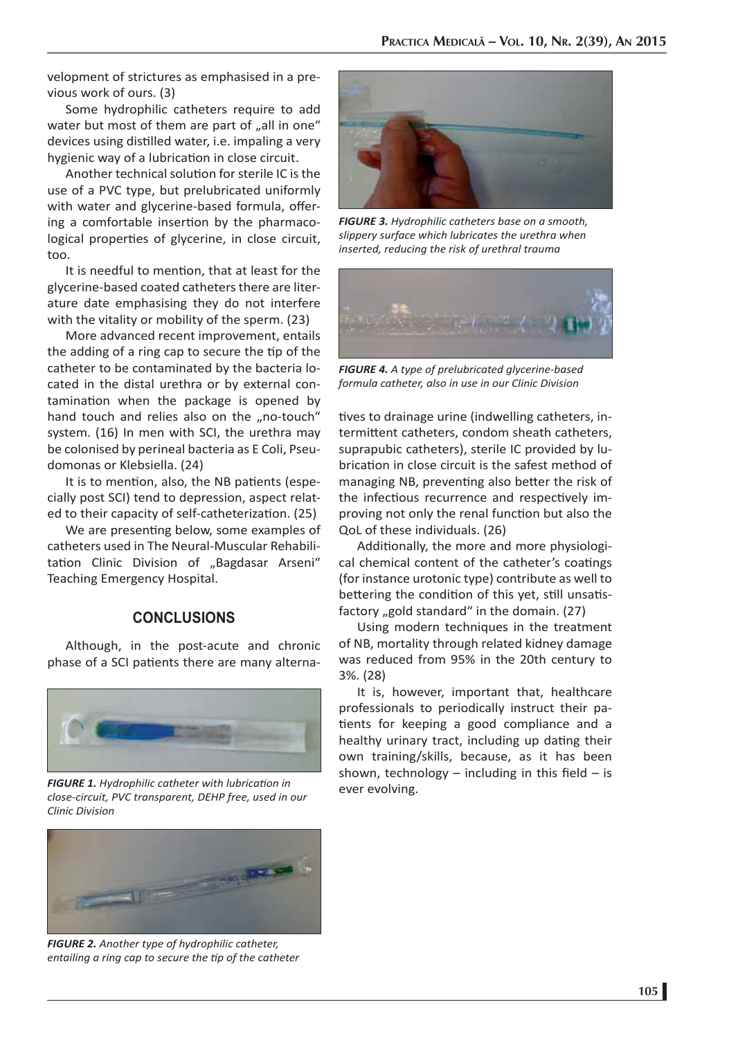velopment of strictures as emphasised in a previous work of ours. (3)

Some hydrophilic catheters require to add water but most of them are part of „all in one" devices using distilled water, i.e. impaling a very hygienic way of a lubrication in close circuit.

Another technical solution for sterile IC is the use of a PVC type, but prelubricated uniformly with water and glycerine-based formula, offering a comfortable insertion by the pharmacological properties of glycerine, in close circuit, too.

It is needful to mention, that at least for the glycerine-based coated catheters there are literature date emphasising they do not interfere with the vitality or mobility of the sperm. (23)

More advanced recent improvement, entails the adding of a ring cap to secure the tip of the catheter to be contaminated by the bacteria located in the distal urethra or by external contamination when the package is opened by hand touch and relies also on the „no-touch" system. (16) In men with SCI, the urethra may be colonised by perineal bacteria as E Coli, Pseudomonas or Klebsiella. (24)

It is to mention, also, the NB patients (especially post SCI) tend to depression, aspect related to their capacity of self-catheterization. (25)

We are presenting below, some examples of catheters used in The Neural-Muscular Rehabilitation Clinic Division of „Bagdasar Arseni" Teaching Emergency Hospital.

## CONCLUSIONS

Although, in the post-acute and chronic phase of a SCI patients there are many alternatives to drainage urine (indwelling catheters, intermittent catheters, condom sheath catheters, suprapubic catheters), sterile IC provided by lubrication in close circuit is the safest method of managing NB, preventing also better the risk of the infectious recurrence and respectively improving not only the renal function but also the QoL of these individuals. (26)

Additionally, the more and more physiological chemical content of the catheter's coatings (for instance urotonic type) contribute as well to bettering the condition of this yet, still unsatisfactory „gold standard" in the domain. (27)

Using modern techniques in the treatment of NB, mortality through related kidney damage was reduced from 95% in the 20th century to 3%. (28)

It is, however, important that, healthcare professionals to periodically instruct their patients for keeping a good compliance and a healthy urinary tract, including up dating their own training/skills, because, as it has been shown, technology – including in this field – is ever evolving.

*FIGURE 1. Hydrophilic catheter with lubrication in close-circuit, PVC transparent, DEHP free, used in our Clinic Division*

*FIGURE 2. Another type of hydrophilic catheter, entailing a ring cap to secure the tip of the catheter*

*FIGURE 3. Hydrophilic catheters base on a smooth, slippery surface which lubricates the urethra when inserted, reducing the risk of urethral trauma*

*FIGURE 4. A type of prelubricated glycerine-based formula catheter, also in use in our Clinic Division*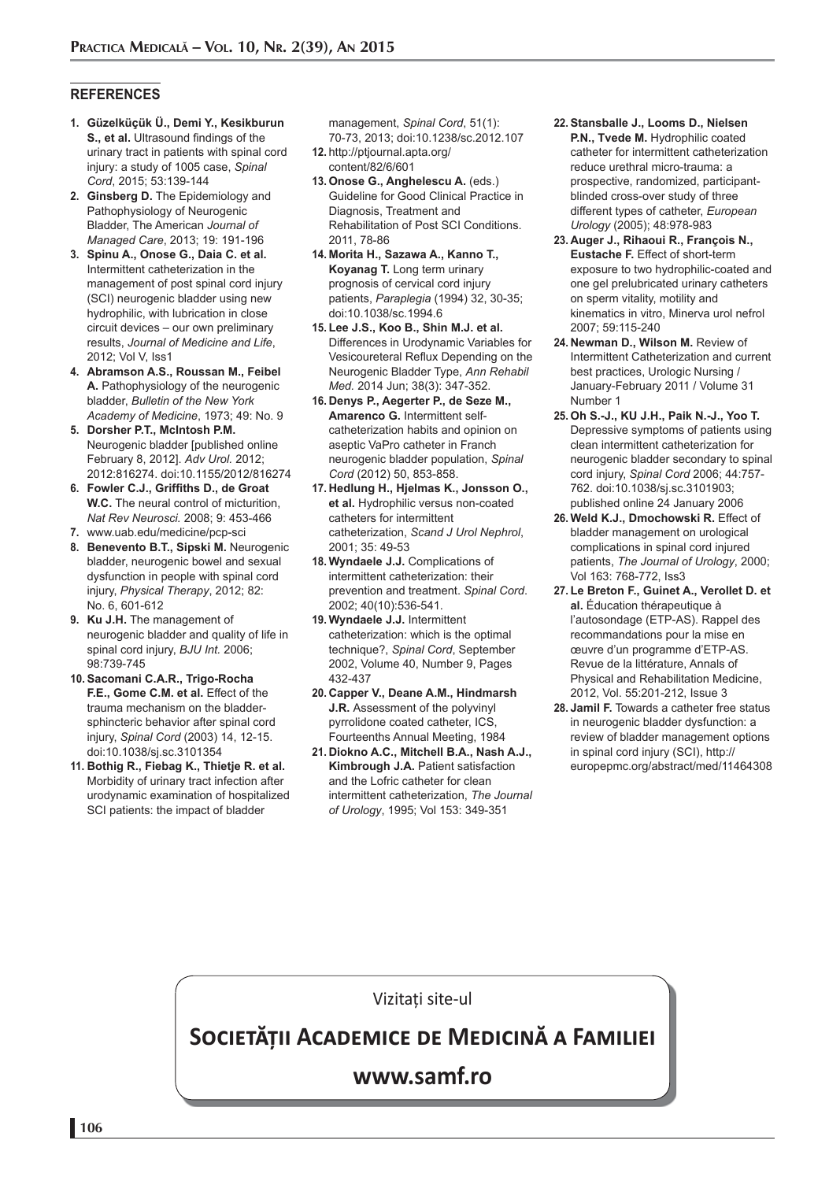## REFERENCES

1. **Güzelküçük Ü., Demi Y., Kesikburun S., et al.** Ultrasound findings of the urinary tract in patients with spinal cord injury: a study of 1005 case, *Spinal Cord*, 2015; 53:139-144
2. **Ginsberg D.** The Epidemiology and Pathophysiology of Neurogenic Bladder, The American *Journal of Managed Care*, 2013; 19: 191-196
3. **Spinu A., Onose G., Daia C. et al.** Intermittent catheterization in the management of post spinal cord injury (SCI) neurogenic bladder using new hydrophilic, with lubrication in close circuit devices – our own preliminary results, *Journal of Medicine and Life*, 2012; Vol V, Iss1
4. **Abramson A.S., Roussan M., Feibel A.** Pathophysiology of the neurogenic bladder, *Bulletin of the New York Academy of Medicine*, 1973; 49: No. 9
5. **Dorsher P.T., McIntosh P.M.** Neurogenic bladder [published online February 8, 2012]. *Adv Urol.* 2012; 2012:816274. doi:10.1155/2012/816274
6. **Fowler C.J., Griffiths D., de Groat W.C.** The neural control of micturition, *Nat Rev Neurosci.* 2008; 9: 453-466
7. www.uab.edu/medicine/pcp-sci
8. **Benevento B.T., Sipski M.** Neurogenic bladder, neurogenic bowel and sexual dysfunction in people with spinal cord injury, *Physical Therapy*, 2012; 82: No. 6, 601-612
9. **Ku J.H.** The management of neurogenic bladder and quality of life in spinal cord injury, *BJU Int.* 2006; 98:739-745
10. **Sacomani C.A.R., Trigo-Rocha F.E., Gome C.M. et al.** Effect of the trauma mechanism on the bladder-sphincteric behavior after spinal cord injury, *Spinal Cord* (2003) 14, 12-15. doi:10.1038/sj.sc.3101354
11. **Bothig R., Fiebag K., Thietje R. et al.** Morbidity of urinary tract infection after urodynamic examination of hospitalized SCI patients: the impact of bladder management, *Spinal Cord*, 51(1): 70-73, 2013; doi:10.1238/sc.2012.107
12. http://ptjournal.apta.org/content/82/6/601
13. **Onose G., Anghelescu A.** (eds.) Guideline for Good Clinical Practice in Diagnosis, Treatment and Rehabilitation of Post SCI Conditions. 2011, 78-86
14. **Morita H., Sazawa A., Kanno T., Koyanag T.** Long term urinary prognosis of cervical cord injury patients, *Paraplegia* (1994) 32, 30-35; doi:10.1038/sc.1994.6
15. **Lee J.S., Koo B., Shin M.J. et al.** Differences in Urodynamic Variables for Vesicoureteral Reflux Depending on the Neurogenic Bladder Type, *Ann Rehabil Med.* 2014 Jun; 38(3): 347-352.
16. **Denys P., Aegerter P., de Seze M., Amarenco G.** Intermittent self-catheterization habits and opinion on aseptic VaPro catheter in Franch neurogenic bladder population, *Spinal Cord* (2012) 50, 853-858.
17. **Hedlung H., Hjelmas K., Jonsson O., et al.** Hydrophilic versus non-coated catheters for intermittent catheterization, *Scand J Urol Nephrol*, 2001; 35: 49-53
18. **Wyndaele J.J.** Complications of intermittent catheterization: their prevention and treatment. *Spinal Cord*. 2002; 40(10):536-541.
19. **Wyndaele J.J.** Intermittent catheterization: which is the optimal technique?, *Spinal Cord*, September 2002, Volume 40, Number 9, Pages 432-437
20. **Capper V., Deane A.M., Hindmarsh J.R.** Assessment of the polyvinyl pyrrolidone coated catheter, ICS, Fourteenths Annual Meeting, 1984
21. **Diokno A.C., Mitchell B.A., Nash A.J., Kimbrough J.A.** Patient satisfaction and the Lofric catheter for clean intermittent catheterization, *The Journal of Urology*, 1995; Vol 153: 349-351
22. **Stansballe J., Looms D., Nielsen P.N., Tvede M.** Hydrophilic coated catheter for intermittent catheterization reduce urethral micro-trauma: a prospective, randomized, participant-blinded cross-over study of three different types of catheter, *European Urology* (2005); 48:978-983
23. **Auger J., Rihaoui R., François N., Eustache F.** Effect of short-term exposure to two hydrophilic-coated and one gel prelubricated urinary catheters on sperm vitality, motility and kinematics in vitro, Minerva urol nefrol 2007; 59:115-240
24. **Newman D., Wilson M.** Review of Intermittent Catheterization and current best practices, Urologic Nursing / January-February 2011 / Volume 31 Number 1
25. **Oh S.-J., KU J.H., Paik N.-J., Yoo T.** Depressive symptoms of patients using clean intermittent catheterization for neurogenic bladder secondary to spinal cord injury, *Spinal Cord* 2006; 44:757-762. doi:10.1038/sj.sc.3101903; published online 24 January 2006
26. **Weld K.J., Dmochowski R.** Effect of bladder management on urological complications in spinal cord injured patients, *The Journal of Urology*, 2000; Vol 163: 768-772, Iss3
27. **Le Breton F., Guinet A., Verollet D. et al.** Éducation thérapeutique à l'autosondage (ETP-AS). Rappel des recommandations pour la mise en œuvre d'un programme d'ETP-AS. Revue de la littérature, Annals of Physical and Rehabilitation Medicine, 2012, Vol. 55:201-212, Issue 3
28. **Jamil F.** Towards a catheter free status in neurogenic bladder dysfunction: a review of bladder management options in spinal cord injury (SCI), http://europepmc.org/abstract/med/11464308

Vizitați site-ul

**SOCIETĂȚII ACADEMICE DE MEDICINĂ A FAMILIEI**

**www.samf.ro**